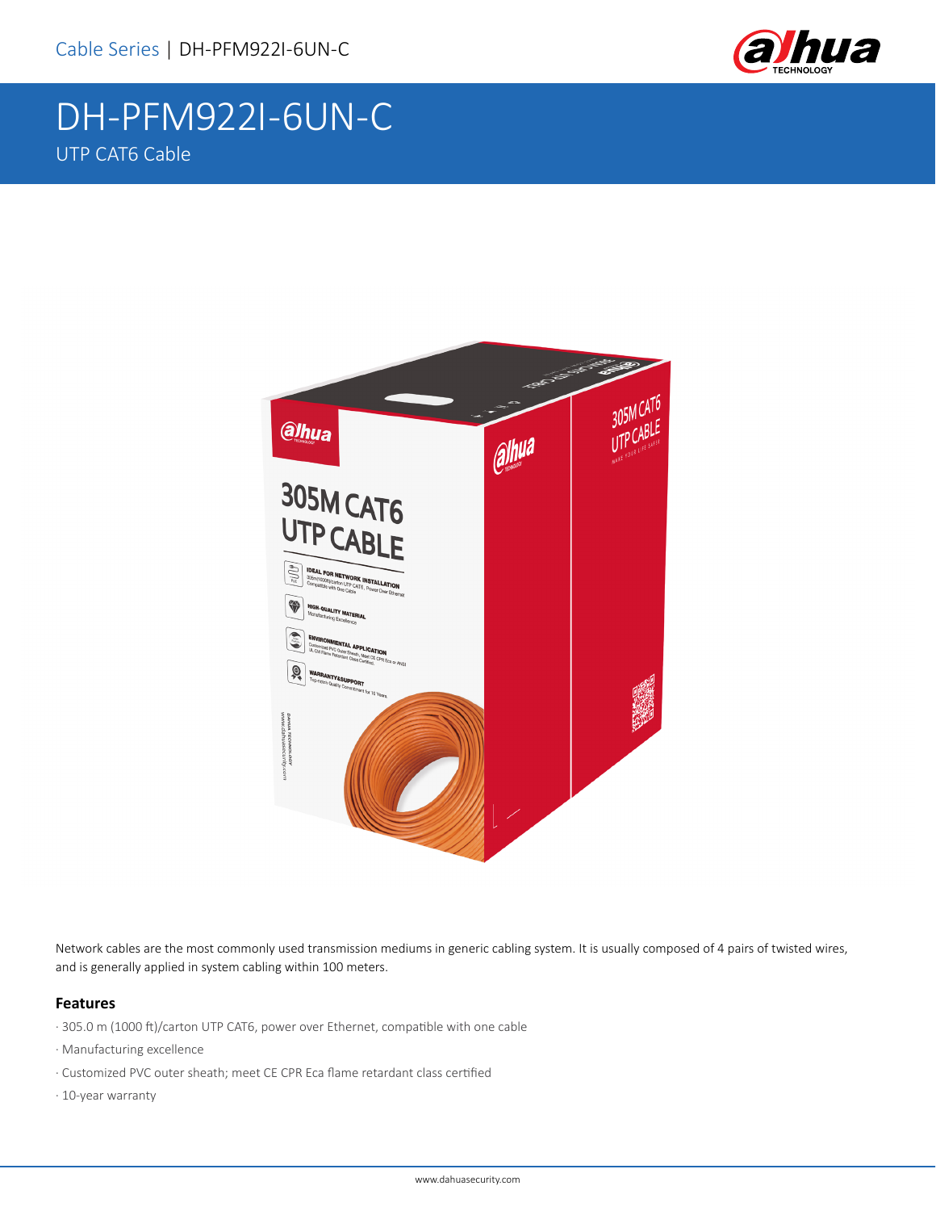# DH-PFM922I-6UN-C

UTP CAT6 Cable

Network cables are the most commonly used transmission mediums in generic cabling system. It is usually composed of 4 pairs of twisted wires, and is generally applied in system cabling within 100 meters.

### Features

- 305.0 m (1000 ft)/carton UTP CAT6, power over Ethernet, compatible with one cable
- Manufacturing excellence
- Customized PVC outer sheath; meet CE CPR Eca flame retardant class certified
- 10-year warranty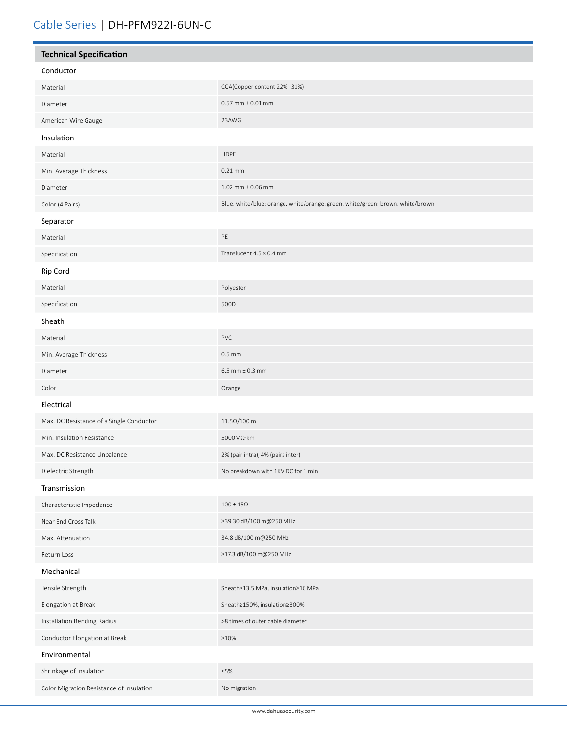# Cable Series | DH-PFM922I-6UN-C

## Technical Specification

### Conductor

| | |
|---|---|
| Material | CCA(Copper content 22%–31%) |
| Diameter | 0.57 mm ± 0.01 mm |
| American Wire Gauge | 23AWG |

### Insulation

| | |
|---|---|
| Material | HDPE |
| Min. Average Thickness | 0.21 mm |
| Diameter | 1.02 mm ± 0.06 mm |
| Color (4 Pairs) | Blue, white/blue; orange, white/orange; green, white/green; brown, white/brown |

### Separator

| | |
|---|---|
| Material | PE |
| Specification | Translucent 4.5 × 0.4 mm |

### Rip Cord

| | |
|---|---|
| Material | Polyester |
| Specification | 500D |

### Sheath

| | |
|---|---|
| Material | PVC |
| Min. Average Thickness | 0.5 mm |
| Diameter | 6.5 mm ± 0.3 mm |
| Color | Orange |

### Electrical

| | |
|---|---|
| Max. DC Resistance of a Single Conductor | 11.5Ω/100 m |
| Min. Insulation Resistance | 5000MΩ·km |
| Max. DC Resistance Unbalance | 2% (pair intra), 4% (pairs inter) |
| Dielectric Strength | No breakdown with 1KV DC for 1 min |

### Transmission

| | |
|---|---|
| Characteristic Impedance | 100 ± 15Ω |
| Near End Cross Talk | ≥39.30 dB/100 m@250 MHz |
| Max. Attenuation | 34.8 dB/100 m@250 MHz |
| Return Loss | ≥17.3 dB/100 m@250 MHz |

### Mechanical

| | |
|---|---|
| Tensile Strength | Sheath≥13.5 MPa, insulation≥16 MPa |
| Elongation at Break | Sheath≥150%, insulation≥300% |
| Installation Bending Radius | >8 times of outer cable diameter |
| Conductor Elongation at Break | ≥10% |

### Environmental

| | |
|---|---|
| Shrinkage of Insulation | ≤5% |
| Color Migration Resistance of Insulation | No migration |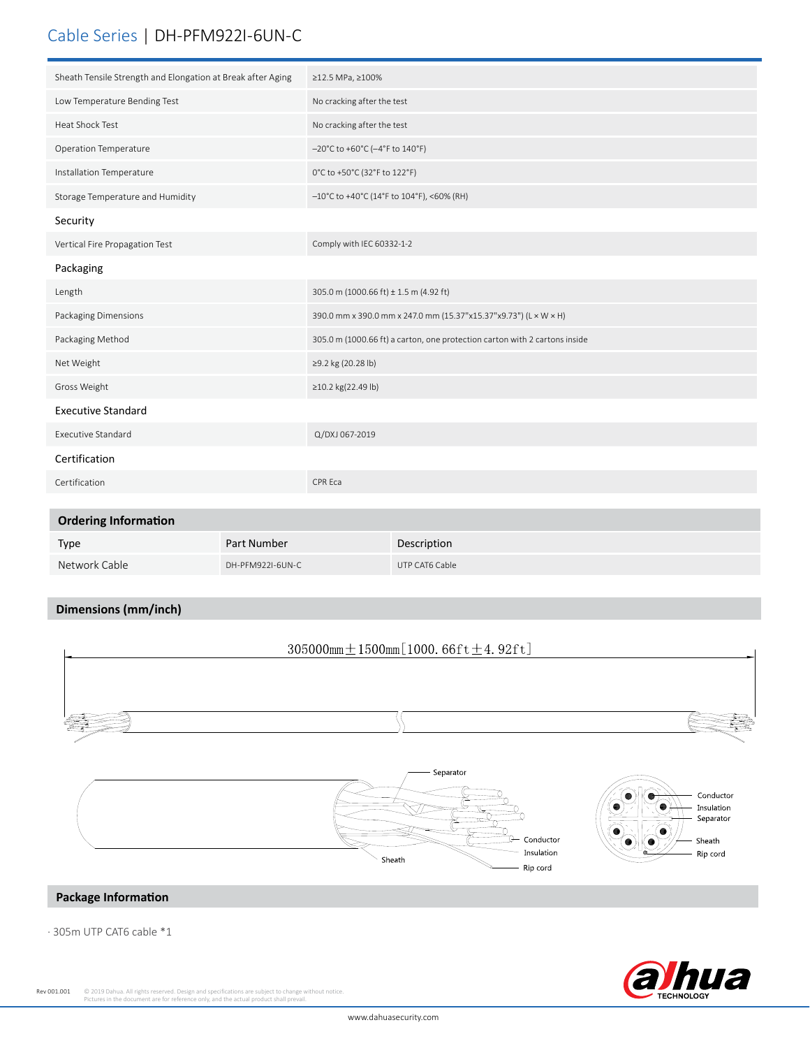| | |
|---|---|
| Sheath Tensile Strength and Elongation at Break after Aging | ≥12.5 MPa, ≥100% |
| Low Temperature Bending Test | No cracking after the test |
| Heat Shock Test | No cracking after the test |
| Operation Temperature | –20°C to +60°C (–4°F to 140°F) |
| Installation Temperature | 0°C to +50°C (32°F to 122°F) |
| Storage Temperature and Humidity | –10°C to +40°C (14°F to 104°F), <60% (RH) |
| **Security** | |
| Vertical Fire Propagation Test | Comply with IEC 60332-1-2 |
| **Packaging** | |
| Length | 305.0 m (1000.66 ft) ± 1.5 m (4.92 ft) |
| Packaging Dimensions | 390.0 mm x 390.0 mm x 247.0 mm (15.37"x15.37"x9.73") (L × W × H) |
| Packaging Method | 305.0 m (1000.66 ft) a carton, one protection carton with 2 cartons inside |
| Net Weight | ≥9.2 kg (20.28 lb) |
| Gross Weight | ≥10.2 kg(22.49 lb) |
| **Executive Standard** | |
| Executive Standard | Q/DXJ 067-2019 |
| **Certification** | |
| Certification | CPR Eca |

## Ordering Information

| Type | Part Number | Description |
|---|---|---|
| Network Cable | DH-PFM922I-6UN-C | UTP CAT6 Cable |

## Dimensions (mm/inch)

305000mm±1500mm[1000.66ft±4.92ft]

Separator
Conductor
Insulation
Sheath
Rip cord

Conductor
Insulation
Separator
Sheath
Rip cord

## Package Information

· 305m UTP CAT6 cable *1

Rev 001.001 © 2019 Dahua. All rights reserved. Design and specifications are subject to change without notice. Pictures in the document are for reference only, and the actual product shall prevail.

www.dahuasecurity.com